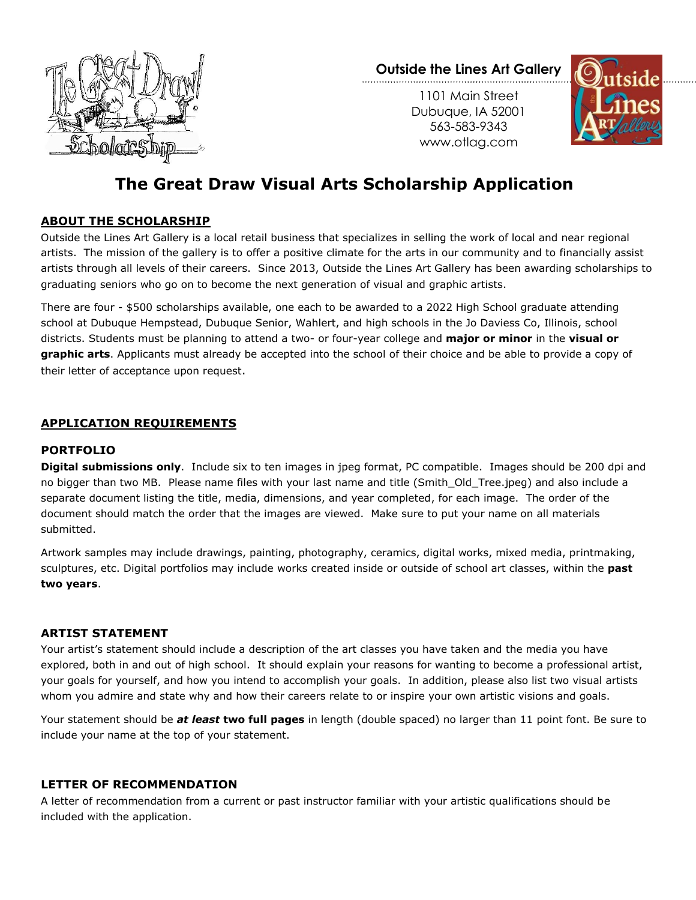**Outside the Lines Art Gallery**

1101 Main Street
Dubuque, IA 52001
563-583-9343
www.otlag.com

# The Great Draw Visual Arts Scholarship Application

## ABOUT THE SCHOLARSHIP

Outside the Lines Art Gallery is a local retail business that specializes in selling the work of local and near regional artists. The mission of the gallery is to offer a positive climate for the arts in our community and to financially assist artists through all levels of their careers. Since 2013, Outside the Lines Art Gallery has been awarding scholarships to graduating seniors who go on to become the next generation of visual and graphic artists.

There are four - $500 scholarships available, one each to be awarded to a 2022 High School graduate attending school at Dubuque Hempstead, Dubuque Senior, Wahlert, and high schools in the Jo Daviess Co, Illinois, school districts. Students must be planning to attend a two- or four-year college and **major or minor** in the **visual or graphic arts**. Applicants must already be accepted into the school of their choice and be able to provide a copy of their letter of acceptance upon request.

## APPLICATION REQUIREMENTS

### PORTFOLIO

**Digital submissions only**. Include six to ten images in jpeg format, PC compatible. Images should be 200 dpi and no bigger than two MB. Please name files with your last name and title (Smith_Old_Tree.jpeg) and also include a separate document listing the title, media, dimensions, and year completed, for each image. The order of the document should match the order that the images are viewed. Make sure to put your name on all materials submitted.

Artwork samples may include drawings, painting, photography, ceramics, digital works, mixed media, printmaking, sculptures, etc. Digital portfolios may include works created inside or outside of school art classes, within the **past two years**.

### ARTIST STATEMENT

Your artist's statement should include a description of the art classes you have taken and the media you have explored, both in and out of high school. It should explain your reasons for wanting to become a professional artist, your goals for yourself, and how you intend to accomplish your goals. In addition, please also list two visual artists whom you admire and state why and how their careers relate to or inspire your own artistic visions and goals.

Your statement should be ***at least*** **two full pages** in length (double spaced) no larger than 11 point font. Be sure to include your name at the top of your statement.

### LETTER OF RECOMMENDATION

A letter of recommendation from a current or past instructor familiar with your artistic qualifications should be included with the application.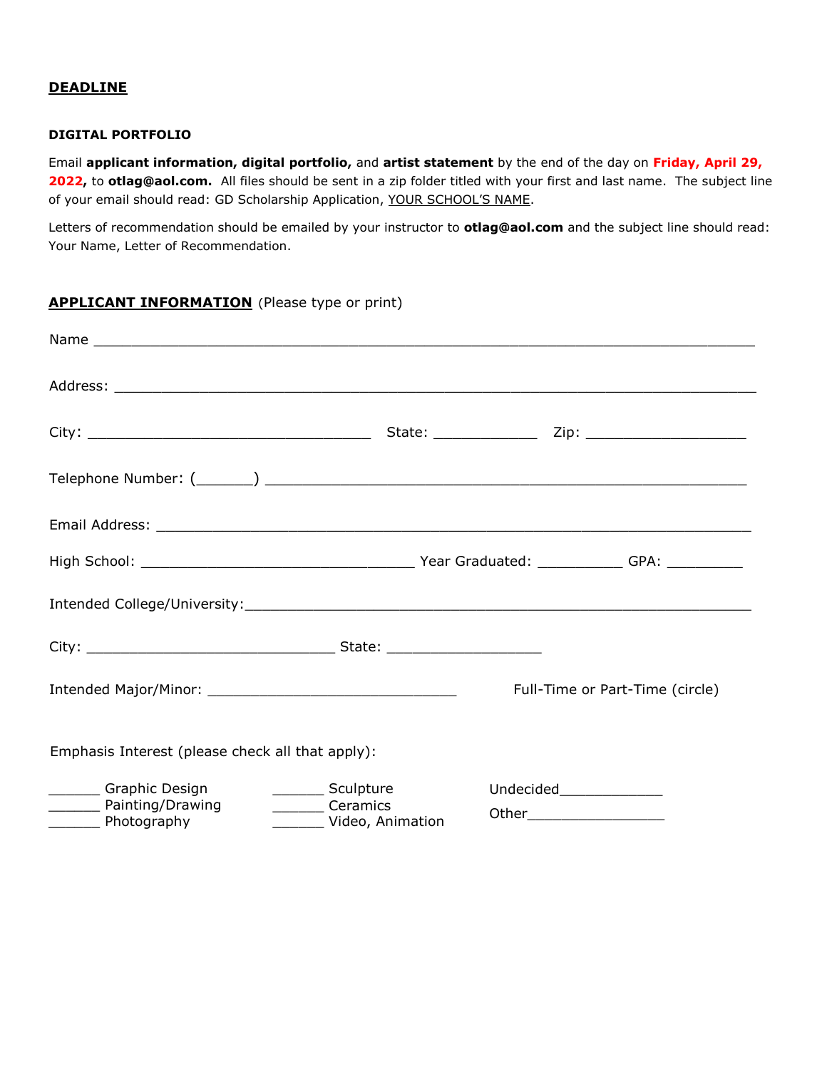## DEADLINE

### DIGITAL PORTFOLIO

Email **applicant information, digital portfolio,** and **artist statement** by the end of the day on **Friday, April 29, 2022,** to **otlag@aol.com.** All files should be sent in a zip folder titled with your first and last name. The subject line of your email should read: GD Scholarship Application, YOUR SCHOOL'S NAME.

Letters of recommendation should be emailed by your instructor to **otlag@aol.com** and the subject line should read: Your Name, Letter of Recommendation.

## APPLICANT INFORMATION (Please type or print)

Name ______________________________________________________________________________

Address: ___________________________________________________________________________

City: _________________________________ State: ____________ Zip: ___________________

Telephone Number: (_______) _________________________________________________________

Email Address: _____________________________________________________________________

High School: _______________________________ Year Graduated: __________ GPA: _________

Intended College/University:_________________________________________________________

City: ______________________________ State: __________________

Intended Major/Minor: ______________________________ Full-Time or Part-Time (circle)

Emphasis Interest (please check all that apply):

______ Graphic Design
______ Painting/Drawing
______ Photography
______ Sculpture
______ Ceramics
______ Video, Animation
Undecided____________
Other________________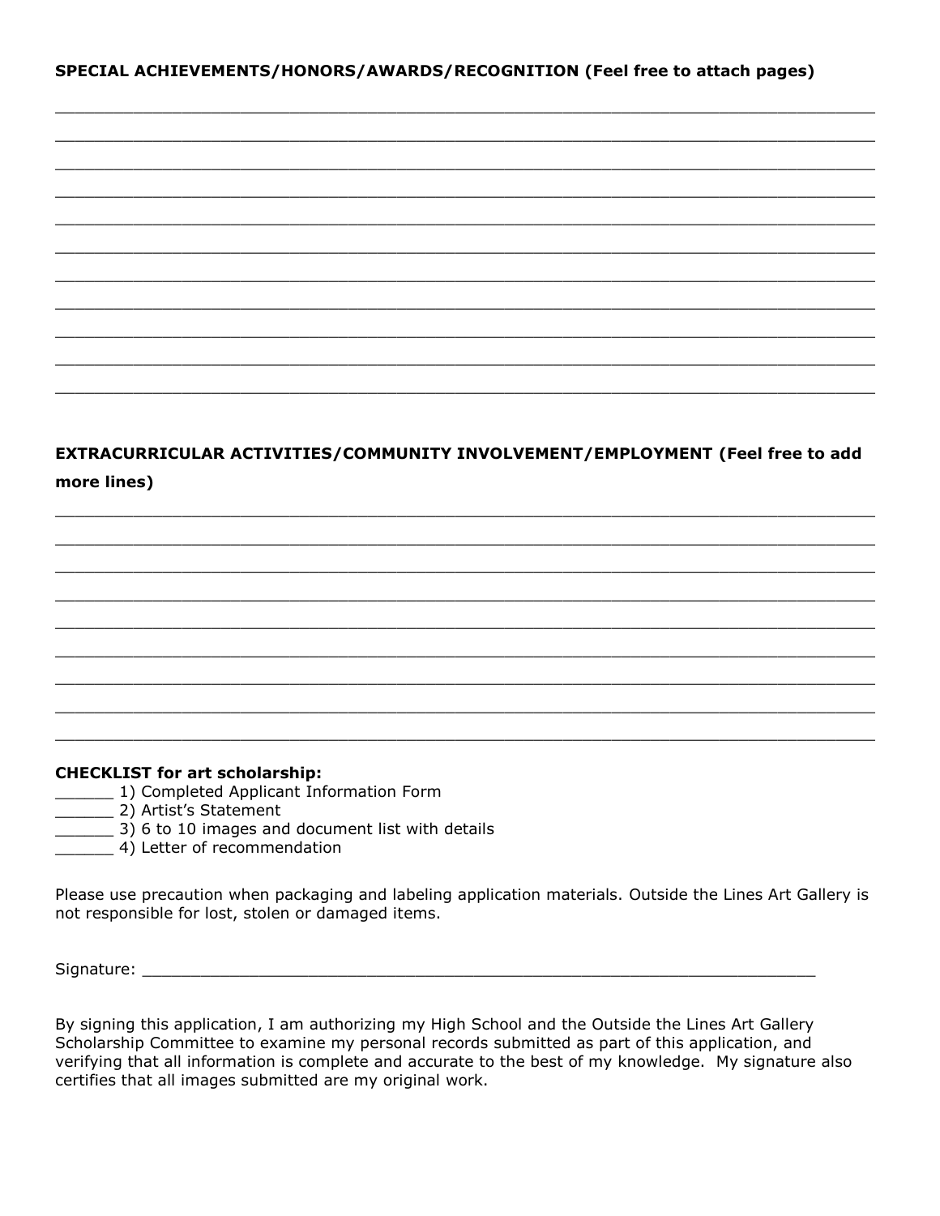**SPECIAL ACHIEVEMENTS/HONORS/AWARDS/RECOGNITION (Feel free to attach pages)**

\_\_\_\_\_\_\_\_\_\_\_\_\_\_\_\_\_\_\_\_\_\_\_\_\_\_\_\_\_\_\_\_\_\_\_\_\_\_\_\_\_\_\_\_\_\_\_\_\_\_\_\_\_\_\_\_\_\_\_\_\_\_\_\_\_\_\_\_\_\_\_\_\_\_\_\_\_\_

\_\_\_\_\_\_\_\_\_\_\_\_\_\_\_\_\_\_\_\_\_\_\_\_\_\_\_\_\_\_\_\_\_\_\_\_\_\_\_\_\_\_\_\_\_\_\_\_\_\_\_\_\_\_\_\_\_\_\_\_\_\_\_\_\_\_\_\_\_\_\_\_\_\_\_\_\_\_

\_\_\_\_\_\_\_\_\_\_\_\_\_\_\_\_\_\_\_\_\_\_\_\_\_\_\_\_\_\_\_\_\_\_\_\_\_\_\_\_\_\_\_\_\_\_\_\_\_\_\_\_\_\_\_\_\_\_\_\_\_\_\_\_\_\_\_\_\_\_\_\_\_\_\_\_\_\_

\_\_\_\_\_\_\_\_\_\_\_\_\_\_\_\_\_\_\_\_\_\_\_\_\_\_\_\_\_\_\_\_\_\_\_\_\_\_\_\_\_\_\_\_\_\_\_\_\_\_\_\_\_\_\_\_\_\_\_\_\_\_\_\_\_\_\_\_\_\_\_\_\_\_\_\_\_\_

\_\_\_\_\_\_\_\_\_\_\_\_\_\_\_\_\_\_\_\_\_\_\_\_\_\_\_\_\_\_\_\_\_\_\_\_\_\_\_\_\_\_\_\_\_\_\_\_\_\_\_\_\_\_\_\_\_\_\_\_\_\_\_\_\_\_\_\_\_\_\_\_\_\_\_\_\_\_

\_\_\_\_\_\_\_\_\_\_\_\_\_\_\_\_\_\_\_\_\_\_\_\_\_\_\_\_\_\_\_\_\_\_\_\_\_\_\_\_\_\_\_\_\_\_\_\_\_\_\_\_\_\_\_\_\_\_\_\_\_\_\_\_\_\_\_\_\_\_\_\_\_\_\_\_\_\_

\_\_\_\_\_\_\_\_\_\_\_\_\_\_\_\_\_\_\_\_\_\_\_\_\_\_\_\_\_\_\_\_\_\_\_\_\_\_\_\_\_\_\_\_\_\_\_\_\_\_\_\_\_\_\_\_\_\_\_\_\_\_\_\_\_\_\_\_\_\_\_\_\_\_\_\_\_\_

\_\_\_\_\_\_\_\_\_\_\_\_\_\_\_\_\_\_\_\_\_\_\_\_\_\_\_\_\_\_\_\_\_\_\_\_\_\_\_\_\_\_\_\_\_\_\_\_\_\_\_\_\_\_\_\_\_\_\_\_\_\_\_\_\_\_\_\_\_\_\_\_\_\_\_\_\_\_

\_\_\_\_\_\_\_\_\_\_\_\_\_\_\_\_\_\_\_\_\_\_\_\_\_\_\_\_\_\_\_\_\_\_\_\_\_\_\_\_\_\_\_\_\_\_\_\_\_\_\_\_\_\_\_\_\_\_\_\_\_\_\_\_\_\_\_\_\_\_\_\_\_\_\_\_\_\_

\_\_\_\_\_\_\_\_\_\_\_\_\_\_\_\_\_\_\_\_\_\_\_\_\_\_\_\_\_\_\_\_\_\_\_\_\_\_\_\_\_\_\_\_\_\_\_\_\_\_\_\_\_\_\_\_\_\_\_\_\_\_\_\_\_\_\_\_\_\_\_\_\_\_\_\_\_\_

\_\_\_\_\_\_\_\_\_\_\_\_\_\_\_\_\_\_\_\_\_\_\_\_\_\_\_\_\_\_\_\_\_\_\_\_\_\_\_\_\_\_\_\_\_\_\_\_\_\_\_\_\_\_\_\_\_\_\_\_\_\_\_\_\_\_\_\_\_\_\_\_\_\_\_\_\_\_

**EXTRACURRICULAR ACTIVITIES/COMMUNITY INVOLVEMENT/EMPLOYMENT (Feel free to add more lines)**

\_\_\_\_\_\_\_\_\_\_\_\_\_\_\_\_\_\_\_\_\_\_\_\_\_\_\_\_\_\_\_\_\_\_\_\_\_\_\_\_\_\_\_\_\_\_\_\_\_\_\_\_\_\_\_\_\_\_\_\_\_\_\_\_\_\_\_\_\_\_\_\_\_\_\_\_\_\_

\_\_\_\_\_\_\_\_\_\_\_\_\_\_\_\_\_\_\_\_\_\_\_\_\_\_\_\_\_\_\_\_\_\_\_\_\_\_\_\_\_\_\_\_\_\_\_\_\_\_\_\_\_\_\_\_\_\_\_\_\_\_\_\_\_\_\_\_\_\_\_\_\_\_\_\_\_\_

\_\_\_\_\_\_\_\_\_\_\_\_\_\_\_\_\_\_\_\_\_\_\_\_\_\_\_\_\_\_\_\_\_\_\_\_\_\_\_\_\_\_\_\_\_\_\_\_\_\_\_\_\_\_\_\_\_\_\_\_\_\_\_\_\_\_\_\_\_\_\_\_\_\_\_\_\_\_

\_\_\_\_\_\_\_\_\_\_\_\_\_\_\_\_\_\_\_\_\_\_\_\_\_\_\_\_\_\_\_\_\_\_\_\_\_\_\_\_\_\_\_\_\_\_\_\_\_\_\_\_\_\_\_\_\_\_\_\_\_\_\_\_\_\_\_\_\_\_\_\_\_\_\_\_\_\_

\_\_\_\_\_\_\_\_\_\_\_\_\_\_\_\_\_\_\_\_\_\_\_\_\_\_\_\_\_\_\_\_\_\_\_\_\_\_\_\_\_\_\_\_\_\_\_\_\_\_\_\_\_\_\_\_\_\_\_\_\_\_\_\_\_\_\_\_\_\_\_\_\_\_\_\_\_\_

\_\_\_\_\_\_\_\_\_\_\_\_\_\_\_\_\_\_\_\_\_\_\_\_\_\_\_\_\_\_\_\_\_\_\_\_\_\_\_\_\_\_\_\_\_\_\_\_\_\_\_\_\_\_\_\_\_\_\_\_\_\_\_\_\_\_\_\_\_\_\_\_\_\_\_\_\_\_

\_\_\_\_\_\_\_\_\_\_\_\_\_\_\_\_\_\_\_\_\_\_\_\_\_\_\_\_\_\_\_\_\_\_\_\_\_\_\_\_\_\_\_\_\_\_\_\_\_\_\_\_\_\_\_\_\_\_\_\_\_\_\_\_\_\_\_\_\_\_\_\_\_\_\_\_\_\_

\_\_\_\_\_\_\_\_\_\_\_\_\_\_\_\_\_\_\_\_\_\_\_\_\_\_\_\_\_\_\_\_\_\_\_\_\_\_\_\_\_\_\_\_\_\_\_\_\_\_\_\_\_\_\_\_\_\_\_\_\_\_\_\_\_\_\_\_\_\_\_\_\_\_\_\_\_\_

\_\_\_\_\_\_\_\_\_\_\_\_\_\_\_\_\_\_\_\_\_\_\_\_\_\_\_\_\_\_\_\_\_\_\_\_\_\_\_\_\_\_\_\_\_\_\_\_\_\_\_\_\_\_\_\_\_\_\_\_\_\_\_\_\_\_\_\_\_\_\_\_\_\_\_\_\_\_

**CHECKLIST for art scholarship:**

\_\_\_\_\_\_ 1) Completed Applicant Information Form  
\_\_\_\_\_\_ 2) Artist's Statement  
\_\_\_\_\_\_ 3) 6 to 10 images and document list with details  
\_\_\_\_\_\_ 4) Letter of recommendation

Please use precaution when packaging and labeling application materials. Outside the Lines Art Gallery is not responsible for lost, stolen or damaged items.

Signature: \_\_\_\_\_\_\_\_\_\_\_\_\_\_\_\_\_\_\_\_\_\_\_\_\_\_\_\_\_\_\_\_\_\_\_\_\_\_\_\_\_\_\_\_\_\_\_\_\_\_\_\_\_\_\_\_\_\_\_\_\_\_\_\_\_\_

By signing this application, I am authorizing my High School and the Outside the Lines Art Gallery Scholarship Committee to examine my personal records submitted as part of this application, and verifying that all information is complete and accurate to the best of my knowledge. My signature also certifies that all images submitted are my original work.